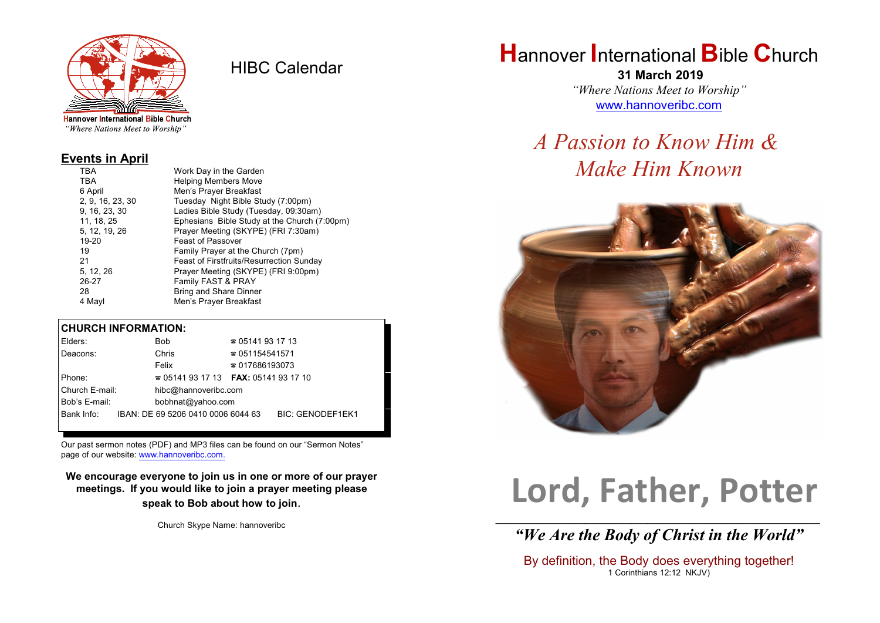Hannover International Bible Church
*"Where Nations Meet to Worship"*

# HIBC Calendar

## Events in April

| | |
|---|---|
| TBA | Work Day in the Garden |
| TBA | Helping Members Move |
| 6 April | Men's Prayer Breakfast |
| 2, 9, 16, 23, 30 | Tuesday Night Bible Study (7:00pm) |
| 9, 16, 23, 30 | Ladies Bible Study (Tuesday, 09:30am) |
| 11, 18, 25 | Ephesians Bible Study at the Church (7:00pm) |
| 5, 12, 19, 26 | Prayer Meeting (SKYPE) (FRI 7:30am) |
| 19-20 | Feast of Passover |
| 19 | Family Prayer at the Church (7pm) |
| 21 | Feast of Firstfruits/Resurrection Sunday |
| 5, 12, 26 | Prayer Meeting (SKYPE) (FRI 9:00pm) |
| 26-27 | Family FAST & PRAY |
| 28 | Bring and Share Dinner |
| 4 Mayl | Men's Prayer Breakfast |

## CHURCH INFORMATION:

| | | |
|---|---|---|
| Elders: | Bob | ☎ 05141 93 17 13 |
| Deacons: | Chris | ☎ 051154541571 |
| | Felix | ☎ 017686193073 |
| Phone: | ☎ 05141 93 17 13 | **FAX:** 05141 93 17 10 |
| Church E-mail: | hibc@hannoveribc.com | |
| Bob's E-mail: | bobhnat@yahoo.com | |
| Bank Info: | IBAN: DE 69 5206 0410 0006 6044 63 | BIC: GENODEF1EK1 |

Our past sermon notes (PDF) and MP3 files can be found on our "Sermon Notes" page of our website: www.hannoveribc.com.

**We encourage everyone to join us in one or more of our prayer meetings. If you would like to join a prayer meeting please speak to Bob about how to join.**

Church Skype Name: hannoveribc

# Hannover International Bible Church

**31 March 2019**

*"Where Nations Meet to Worship"*

www.hannoveribc.com

## *A Passion to Know Him & Make Him Known*

# Lord, Father, Potter

---

***"We Are the Body of Christ in the World"***

By definition, the Body does everything together!
1 Corinthians 12:12 NKJV)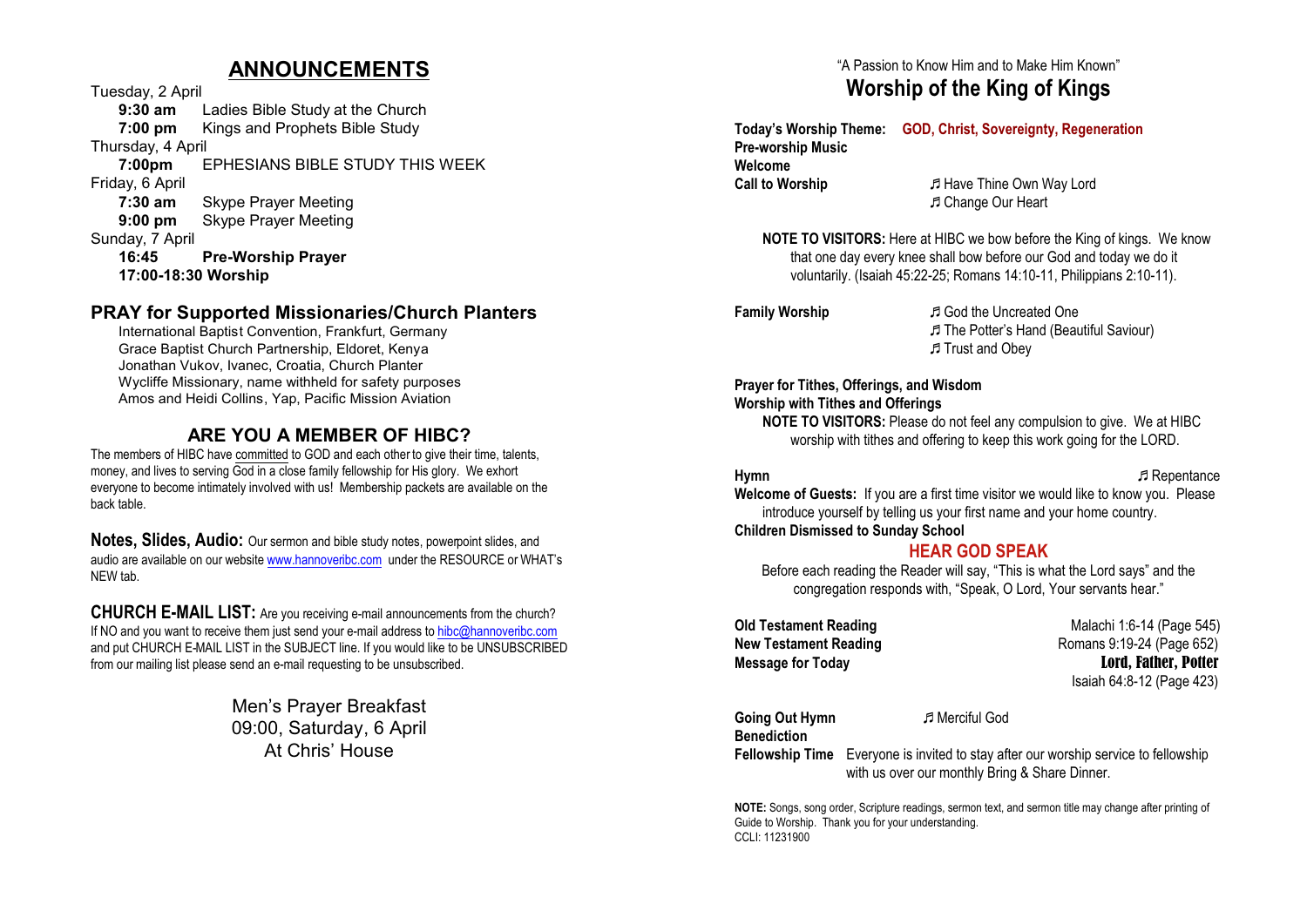# ANNOUNCEMENTS

Tuesday, 2 April

- **9:30 am** Ladies Bible Study at the Church
- **7:00 pm** Kings and Prophets Bible Study

Thursday, 4 April

- **7:00pm** EPHESIANS BIBLE STUDY THIS WEEK

Friday, 6 April

- **7:30 am** Skype Prayer Meeting
- **9:00 pm** Skype Prayer Meeting

Sunday, 7 April

- **16:45 Pre-Worship Prayer**
- **17:00-18:30 Worship**

## PRAY for Supported Missionaries/Church Planters

International Baptist Convention, Frankfurt, Germany
Grace Baptist Church Partnership, Eldoret, Kenya
Jonathan Vukov, Ivanec, Croatia, Church Planter
Wycliffe Missionary, name withheld for safety purposes
Amos and Heidi Collins, Yap, Pacific Mission Aviation

## ARE YOU A MEMBER OF HIBC?

The members of HIBC have committed to GOD and each other to give their time, talents, money, and lives to serving God in a close family fellowship for His glory. We exhort everyone to become intimately involved with us! Membership packets are available on the back table.

**Notes, Slides, Audio:** Our sermon and bible study notes, powerpoint slides, and audio are available on our website www.hannoveribc.com under the RESOURCE or WHAT's NEW tab.

**CHURCH E-MAIL LIST:** Are you receiving e-mail announcements from the church? If NO and you want to receive them just send your e-mail address to hibc@hannoveribc.com and put CHURCH E-MAIL LIST in the SUBJECT line. If you would like to be UNSUBSCRIBED from our mailing list please send an e-mail requesting to be unsubscribed.

Men's Prayer Breakfast
09:00, Saturday, 6 April
At Chris' House

"A Passion to Know Him and to Make Him Known"

# Worship of the King of Kings

**Today's Worship Theme:** **GOD, Christ, Sovereignty, Regeneration**

**Pre-worship Music**

**Welcome**

**Call to Worship** ♬ Have Thine Own Way Lord
♬ Change Our Heart

**NOTE TO VISITORS:** Here at HIBC we bow before the King of kings. We know that one day every knee shall bow before our God and today we do it voluntarily. (Isaiah 45:22-25; Romans 14:10-11, Philippians 2:10-11).

**Family Worship** ♬ God the Uncreated One
♬ The Potter's Hand (Beautiful Saviour)
♬ Trust and Obey

**Prayer for Tithes, Offerings, and Wisdom**

**Worship with Tithes and Offerings**

**NOTE TO VISITORS:** Please do not feel any compulsion to give. We at HIBC worship with tithes and offering to keep this work going for the LORD.

**Hymn** ♬ Repentance

**Welcome of Guests:** If you are a first time visitor we would like to know you. Please introduce yourself by telling us your first name and your home country.

**Children Dismissed to Sunday School**

## HEAR GOD SPEAK

Before each reading the Reader will say, "This is what the Lord says" and the congregation responds with, "Speak, O Lord, Your servants hear."

**Old Testament Reading** Malachi 1:6-14 (Page 545)

**New Testament Reading** Romans 9:19-24 (Page 652)

**Message for Today** **Lord, Father, Potter**
Isaiah 64:8-12 (Page 423)

**Going Out Hymn** ♬ Merciful God

**Benediction**

**Fellowship Time** Everyone is invited to stay after our worship service to fellowship with us over our monthly Bring & Share Dinner.

**NOTE:** Songs, song order, Scripture readings, sermon text, and sermon title may change after printing of Guide to Worship. Thank you for your understanding.
CCLI: 11231900